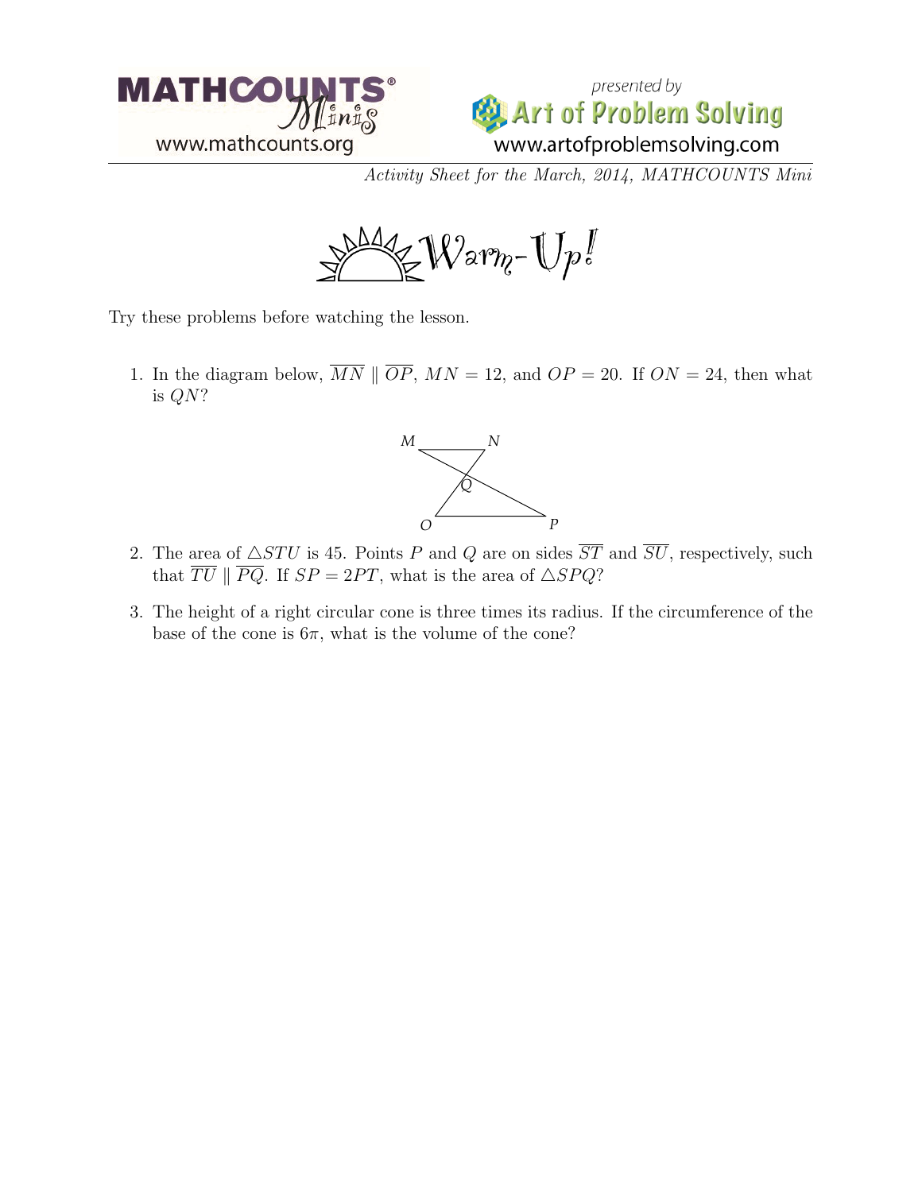*Activity Sheet for the March, 2014, MATHCOUNTS Mini*

# Warm-Up!

Try these problems before watching the lesson.

1. In the diagram below, $\overline{MN} \parallel \overline{OP}$, $MN = 12$, and $OP = 20$. If $ON = 24$, then what is $QN$?

2. The area of $\triangle STU$ is 45. Points $P$ and $Q$ are on sides $\overline{ST}$ and $\overline{SU}$, respectively, such that $\overline{TU} \parallel \overline{PQ}$. If $SP = 2PT$, what is the area of $\triangle SPQ$?

3. The height of a right circular cone is three times its radius. If the circumference of the base of the cone is $6\pi$, what is the volume of the cone?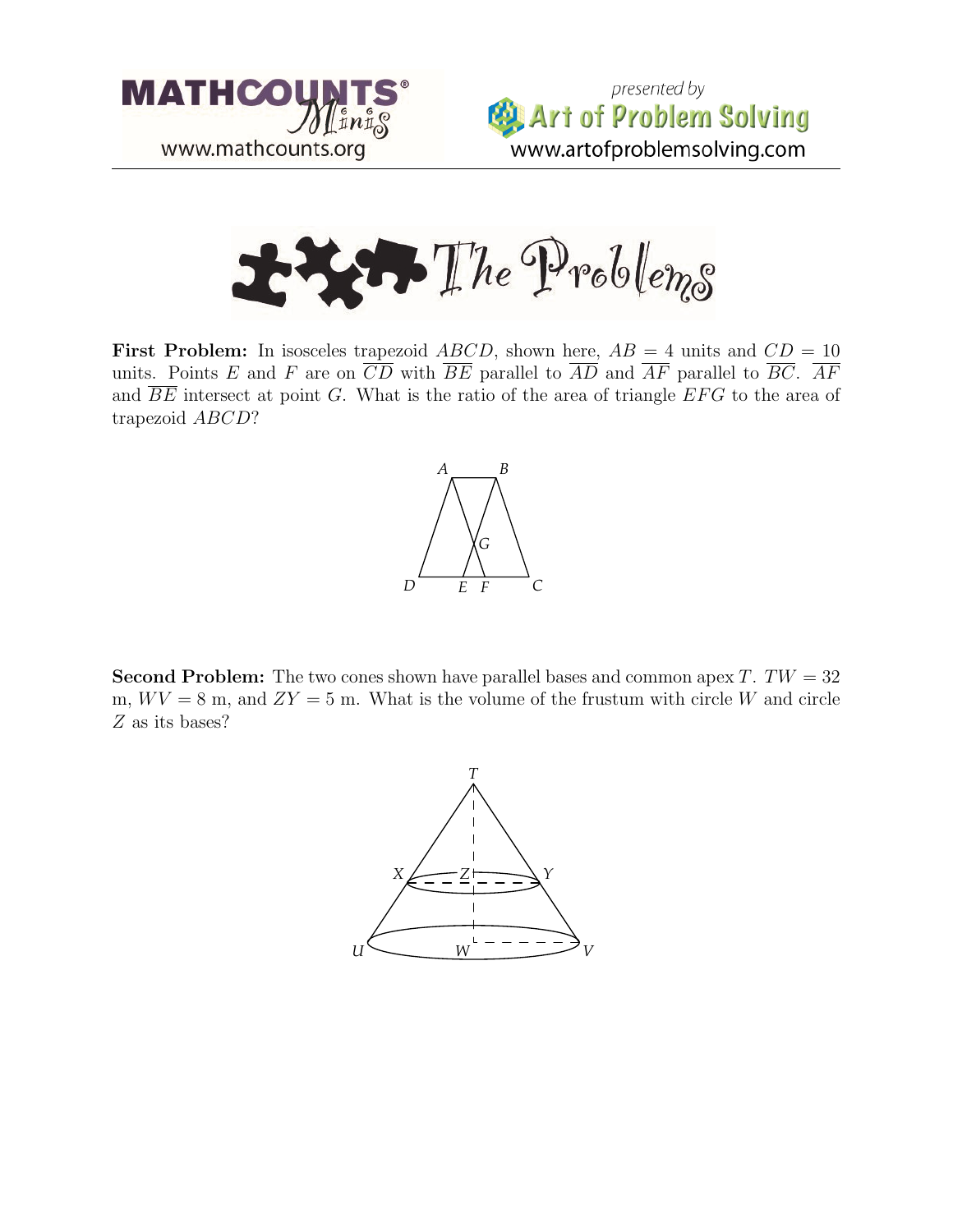# The Problems

**First Problem:** In isosceles trapezoid $ABCD$, shown here, $AB = 4$ units and $CD = 10$ units. Points $E$ and $F$ are on $\overline{CD}$ with $\overline{BE}$ parallel to $\overline{AD}$ and $\overline{AF}$ parallel to $\overline{BC}$. $\overline{AF}$ and $\overline{BE}$ intersect at point $G$. What is the ratio of the area of triangle $EFG$ to the area of trapezoid $ABCD$?

**Second Problem:** The two cones shown have parallel bases and common apex $T$. $TW = 32$ m, $WV = 8$ m, and $ZY = 5$ m. What is the volume of the frustum with circle $W$ and circle $Z$ as its bases?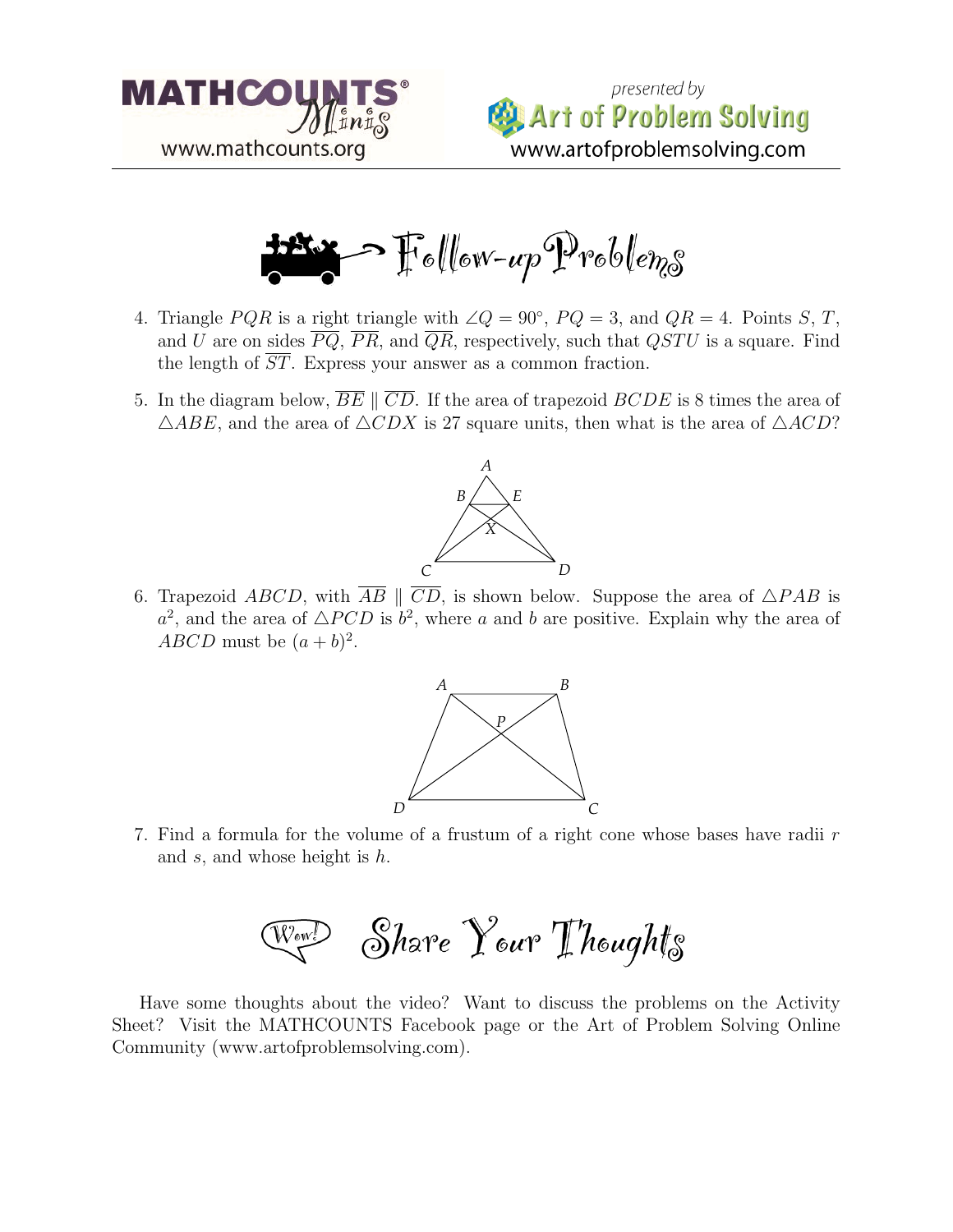# Follow-up Problems

4. Triangle $PQR$ is a right triangle with $\angle Q = 90^\circ$, $PQ = 3$, and $QR = 4$. Points $S$, $T$, and $U$ are on sides $\overline{PQ}$, $\overline{PR}$, and $\overline{QR}$, respectively, such that $QSTU$ is a square. Find the length of $\overline{ST}$. Express your answer as a common fraction.

5. In the diagram below, $\overline{BE} \parallel \overline{CD}$. If the area of trapezoid $BCDE$ is 8 times the area of $\triangle ABE$, and the area of $\triangle CDX$ is 27 square units, then what is the area of $\triangle ACD$?

A
B E
X
C D

6. Trapezoid $ABCD$, with $\overline{AB} \parallel \overline{CD}$, is shown below. Suppose the area of $\triangle PAB$ is $a^2$, and the area of $\triangle PCD$ is $b^2$, where $a$ and $b$ are positive. Explain why the area of $ABCD$ must be $(a+b)^2$.

A B
P
D C

7. Find a formula for the volume of a frustum of a right cone whose bases have radii $r$ and $s$, and whose height is $h$.

# Share Your Thoughts

Have some thoughts about the video? Want to discuss the problems on the Activity Sheet? Visit the MATHCOUNTS Facebook page or the Art of Problem Solving Online Community (www.artofproblemsolving.com).